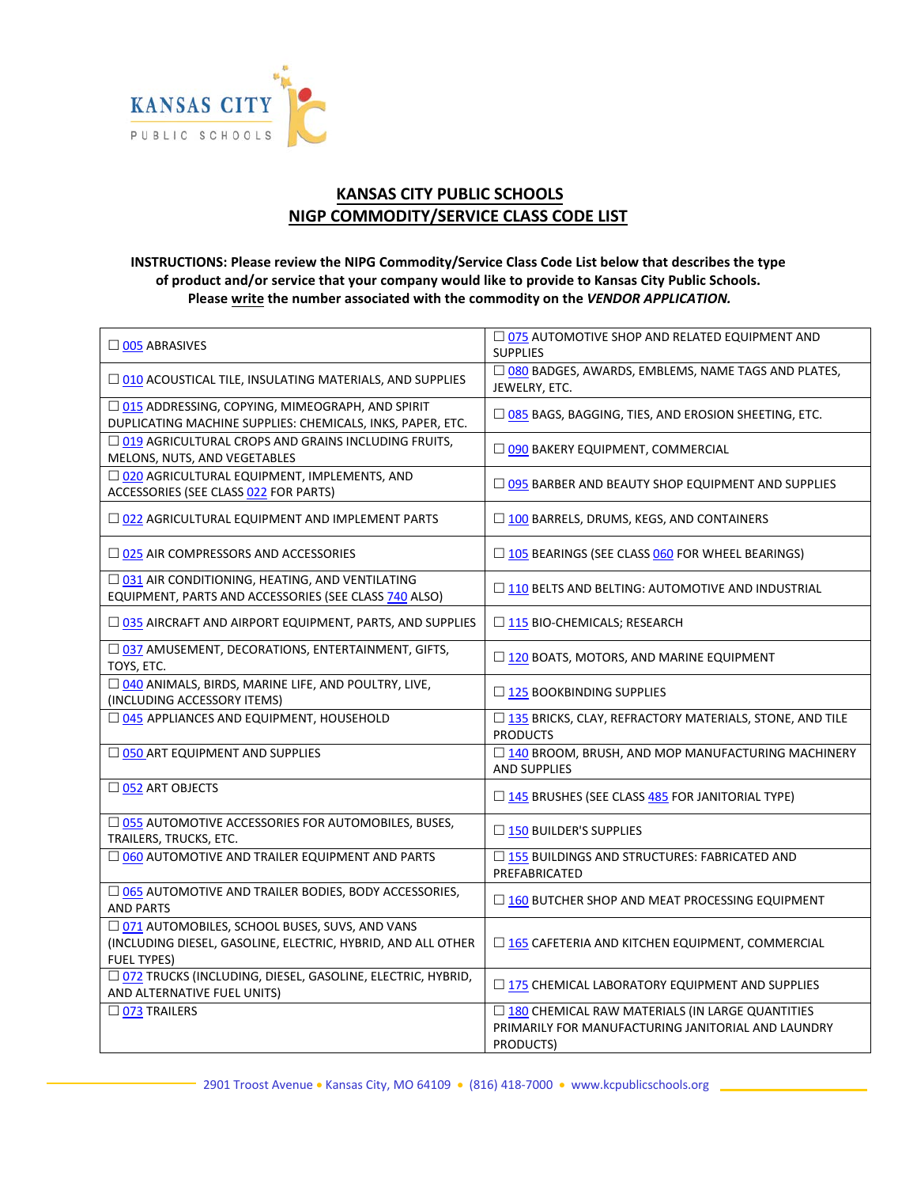# KANSAS CITY PUBLIC SCHOOLS
## NIGP COMMODITY/SERVICE CLASS CODE LIST

**INSTRUCTIONS: Please review the NIPG Commodity/Service Class Code List below that describes the type of product and/or service that your company would like to provide to Kansas City Public Schools. Please write the number associated with the commodity on the *VENDOR APPLICATION.***

| | |
|---|---|
| ☐ 005 ABRASIVES | ☐ 075 AUTOMOTIVE SHOP AND RELATED EQUIPMENT AND SUPPLIES |
| ☐ 010 ACOUSTICAL TILE, INSULATING MATERIALS, AND SUPPLIES | ☐ 080 BADGES, AWARDS, EMBLEMS, NAME TAGS AND PLATES, JEWELRY, ETC. |
| ☐ 015 ADDRESSING, COPYING, MIMEOGRAPH, AND SPIRIT DUPLICATING MACHINE SUPPLIES: CHEMICALS, INKS, PAPER, ETC. | ☐ 085 BAGS, BAGGING, TIES, AND EROSION SHEETING, ETC. |
| ☐ 019 AGRICULTURAL CROPS AND GRAINS INCLUDING FRUITS, MELONS, NUTS, AND VEGETABLES | ☐ 090 BAKERY EQUIPMENT, COMMERCIAL |
| ☐ 020 AGRICULTURAL EQUIPMENT, IMPLEMENTS, AND ACCESSORIES (SEE CLASS 022 FOR PARTS) | ☐ 095 BARBER AND BEAUTY SHOP EQUIPMENT AND SUPPLIES |
| ☐ 022 AGRICULTURAL EQUIPMENT AND IMPLEMENT PARTS | ☐ 100 BARRELS, DRUMS, KEGS, AND CONTAINERS |
| ☐ 025 AIR COMPRESSORS AND ACCESSORIES | ☐ 105 BEARINGS (SEE CLASS 060 FOR WHEEL BEARINGS) |
| ☐ 031 AIR CONDITIONING, HEATING, AND VENTILATING EQUIPMENT, PARTS AND ACCESSORIES (SEE CLASS 740 ALSO) | ☐ 110 BELTS AND BELTING: AUTOMOTIVE AND INDUSTRIAL |
| ☐ 035 AIRCRAFT AND AIRPORT EQUIPMENT, PARTS, AND SUPPLIES | ☐ 115 BIO-CHEMICALS; RESEARCH |
| ☐ 037 AMUSEMENT, DECORATIONS, ENTERTAINMENT, GIFTS, TOYS, ETC. | ☐ 120 BOATS, MOTORS, AND MARINE EQUIPMENT |
| ☐ 040 ANIMALS, BIRDS, MARINE LIFE, AND POULTRY, LIVE, (INCLUDING ACCESSORY ITEMS) | ☐ 125 BOOKBINDING SUPPLIES |
| ☐ 045 APPLIANCES AND EQUIPMENT, HOUSEHOLD | ☐ 135 BRICKS, CLAY, REFRACTORY MATERIALS, STONE, AND TILE PRODUCTS |
| ☐ 050 ART EQUIPMENT AND SUPPLIES | ☐ 140 BROOM, BRUSH, AND MOP MANUFACTURING MACHINERY AND SUPPLIES |
| ☐ 052 ART OBJECTS | ☐ 145 BRUSHES (SEE CLASS 485 FOR JANITORIAL TYPE) |
| ☐ 055 AUTOMOTIVE ACCESSORIES FOR AUTOMOBILES, BUSES, TRAILERS, TRUCKS, ETC. | ☐ 150 BUILDER'S SUPPLIES |
| ☐ 060 AUTOMOTIVE AND TRAILER EQUIPMENT AND PARTS | ☐ 155 BUILDINGS AND STRUCTURES: FABRICATED AND PREFABRICATED |
| ☐ 065 AUTOMOTIVE AND TRAILER BODIES, BODY ACCESSORIES, AND PARTS | ☐ 160 BUTCHER SHOP AND MEAT PROCESSING EQUIPMENT |
| ☐ 071 AUTOMOBILES, SCHOOL BUSES, SUVS, AND VANS (INCLUDING DIESEL, GASOLINE, ELECTRIC, HYBRID, AND ALL OTHER FUEL TYPES) | ☐ 165 CAFETERIA AND KITCHEN EQUIPMENT, COMMERCIAL |
| ☐ 072 TRUCKS (INCLUDING, DIESEL, GASOLINE, ELECTRIC, HYBRID, AND ALTERNATIVE FUEL UNITS) | ☐ 175 CHEMICAL LABORATORY EQUIPMENT AND SUPPLIES |
| ☐ 073 TRAILERS | ☐ 180 CHEMICAL RAW MATERIALS (IN LARGE QUANTITIES PRIMARILY FOR MANUFACTURING JANITORIAL AND LAUNDRY PRODUCTS) |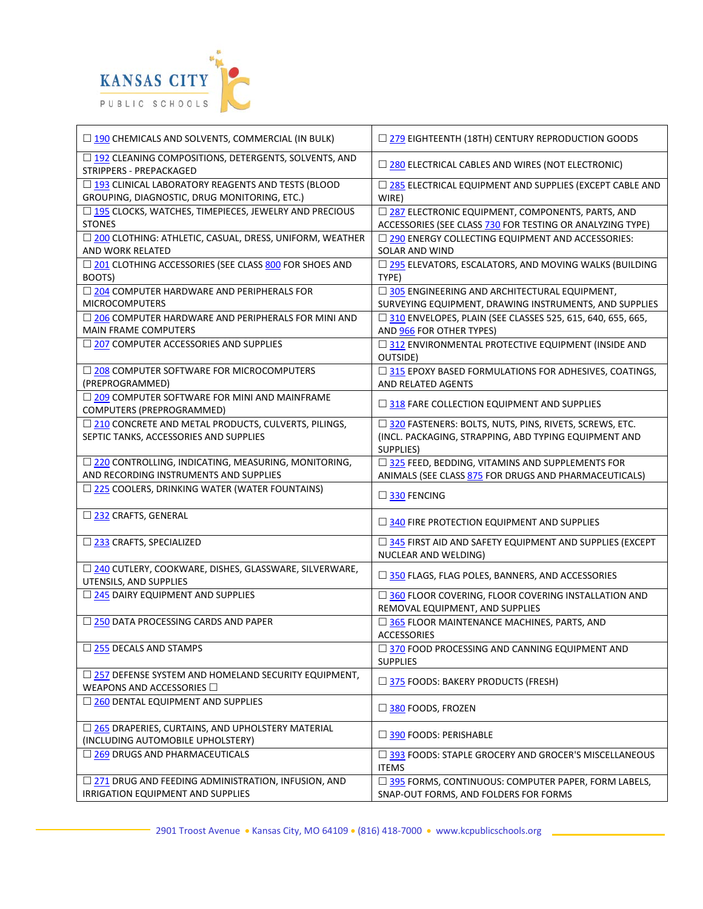| | |
|---|---|
| ☐ 190 CHEMICALS AND SOLVENTS, COMMERCIAL (IN BULK) | ☐ 279 EIGHTEENTH (18TH) CENTURY REPRODUCTION GOODS |
| ☐ 192 CLEANING COMPOSITIONS, DETERGENTS, SOLVENTS, AND STRIPPERS - PREPACKAGED | ☐ 280 ELECTRICAL CABLES AND WIRES (NOT ELECTRONIC) |
| ☐ 193 CLINICAL LABORATORY REAGENTS AND TESTS (BLOOD GROUPING, DIAGNOSTIC, DRUG MONITORING, ETC.) | ☐ 285 ELECTRICAL EQUIPMENT AND SUPPLIES (EXCEPT CABLE AND WIRE) |
| ☐ 195 CLOCKS, WATCHES, TIMEPIECES, JEWELRY AND PRECIOUS STONES | ☐ 287 ELECTRONIC EQUIPMENT, COMPONENTS, PARTS, AND ACCESSORIES (SEE CLASS 730 FOR TESTING OR ANALYZING TYPE) |
| ☐ 200 CLOTHING: ATHLETIC, CASUAL, DRESS, UNIFORM, WEATHER AND WORK RELATED | ☐ 290 ENERGY COLLECTING EQUIPMENT AND ACCESSORIES: SOLAR AND WIND |
| ☐ 201 CLOTHING ACCESSORIES (SEE CLASS 800 FOR SHOES AND BOOTS) | ☐ 295 ELEVATORS, ESCALATORS, AND MOVING WALKS (BUILDING TYPE) |
| ☐ 204 COMPUTER HARDWARE AND PERIPHERALS FOR MICROCOMPUTERS | ☐ 305 ENGINEERING AND ARCHITECTURAL EQUIPMENT, SURVEYING EQUIPMENT, DRAWING INSTRUMENTS, AND SUPPLIES |
| ☐ 206 COMPUTER HARDWARE AND PERIPHERALS FOR MINI AND MAIN FRAME COMPUTERS | ☐ 310 ENVELOPES, PLAIN (SEE CLASSES 525, 615, 640, 655, 665, AND 966 FOR OTHER TYPES) |
| ☐ 207 COMPUTER ACCESSORIES AND SUPPLIES | ☐ 312 ENVIRONMENTAL PROTECTIVE EQUIPMENT (INSIDE AND OUTSIDE) |
| ☐ 208 COMPUTER SOFTWARE FOR MICROCOMPUTERS (PREPROGRAMMED) | ☐ 315 EPOXY BASED FORMULATIONS FOR ADHESIVES, COATINGS, AND RELATED AGENTS |
| ☐ 209 COMPUTER SOFTWARE FOR MINI AND MAINFRAME COMPUTERS (PREPROGRAMMED) | ☐ 318 FARE COLLECTION EQUIPMENT AND SUPPLIES |
| ☐ 210 CONCRETE AND METAL PRODUCTS, CULVERTS, PILINGS, SEPTIC TANKS, ACCESSORIES AND SUPPLIES | ☐ 320 FASTENERS: BOLTS, NUTS, PINS, RIVETS, SCREWS, ETC. (INCL. PACKAGING, STRAPPING, ABD TYPING EQUIPMENT AND SUPPLIES) |
| ☐ 220 CONTROLLING, INDICATING, MEASURING, MONITORING, AND RECORDING INSTRUMENTS AND SUPPLIES | ☐ 325 FEED, BEDDING, VITAMINS AND SUPPLEMENTS FOR ANIMALS (SEE CLASS 875 FOR DRUGS AND PHARMACEUTICALS) |
| ☐ 225 COOLERS, DRINKING WATER (WATER FOUNTAINS) | ☐ 330 FENCING |
| ☐ 232 CRAFTS, GENERAL | ☐ 340 FIRE PROTECTION EQUIPMENT AND SUPPLIES |
| ☐ 233 CRAFTS, SPECIALIZED | ☐ 345 FIRST AID AND SAFETY EQUIPMENT AND SUPPLIES (EXCEPT NUCLEAR AND WELDING) |
| ☐ 240 CUTLERY, COOKWARE, DISHES, GLASSWARE, SILVERWARE, UTENSILS, AND SUPPLIES | ☐ 350 FLAGS, FLAG POLES, BANNERS, AND ACCESSORIES |
| ☐ 245 DAIRY EQUIPMENT AND SUPPLIES | ☐ 360 FLOOR COVERING, FLOOR COVERING INSTALLATION AND REMOVAL EQUIPMENT, AND SUPPLIES |
| ☐ 250 DATA PROCESSING CARDS AND PAPER | ☐ 365 FLOOR MAINTENANCE MACHINES, PARTS, AND ACCESSORIES |
| ☐ 255 DECALS AND STAMPS | ☐ 370 FOOD PROCESSING AND CANNING EQUIPMENT AND SUPPLIES |
| ☐ 257 DEFENSE SYSTEM AND HOMELAND SECURITY EQUIPMENT, WEAPONS AND ACCESSORIES ☐ | ☐ 375 FOODS: BAKERY PRODUCTS (FRESH) |
| ☐ 260 DENTAL EQUIPMENT AND SUPPLIES | ☐ 380 FOODS, FROZEN |
| ☐ 265 DRAPERIES, CURTAINS, AND UPHOLSTERY MATERIAL (INCLUDING AUTOMOBILE UPHOLSTERY) | ☐ 390 FOODS: PERISHABLE |
| ☐ 269 DRUGS AND PHARMACEUTICALS | ☐ 393 FOODS: STAPLE GROCERY AND GROCER'S MISCELLANEOUS ITEMS |
| ☐ 271 DRUG AND FEEDING ADMINISTRATION, INFUSION, AND IRRIGATION EQUIPMENT AND SUPPLIES | ☐ 395 FORMS, CONTINUOUS: COMPUTER PAPER, FORM LABELS, SNAP-OUT FORMS, AND FOLDERS FOR FORMS |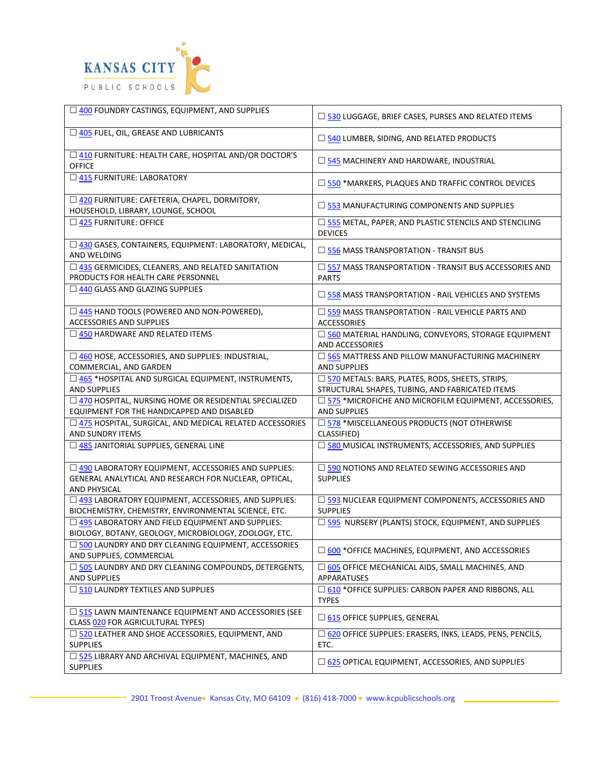| | |
|---|---|
| ☐ 400 FOUNDRY CASTINGS, EQUIPMENT, AND SUPPLIES | ☐ 530 LUGGAGE, BRIEF CASES, PURSES AND RELATED ITEMS |
| ☐ 405 FUEL, OIL, GREASE AND LUBRICANTS | ☐ 540 LUMBER, SIDING, AND RELATED PRODUCTS |
| ☐ 410 FURNITURE: HEALTH CARE, HOSPITAL AND/OR DOCTOR'S OFFICE | ☐ 545 MACHINERY AND HARDWARE, INDUSTRIAL |
| ☐ 415 FURNITURE: LABORATORY | ☐ 550 *MARKERS, PLAQUES AND TRAFFIC CONTROL DEVICES |
| ☐ 420 FURNITURE: CAFETERIA, CHAPEL, DORMITORY, HOUSEHOLD, LIBRARY, LOUNGE, SCHOOL | ☐ 553 MANUFACTURING COMPONENTS AND SUPPLIES |
| ☐ 425 FURNITURE: OFFICE | ☐ 555 METAL, PAPER, AND PLASTIC STENCILS AND STENCILING DEVICES |
| ☐ 430 GASES, CONTAINERS, EQUIPMENT: LABORATORY, MEDICAL, AND WELDING | ☐ 556 MASS TRANSPORTATION - TRANSIT BUS |
| ☐ 435 GERMICIDES, CLEANERS, AND RELATED SANITATION PRODUCTS FOR HEALTH CARE PERSONNEL | ☐ 557 MASS TRANSPORTATION - TRANSIT BUS ACCESSORIES AND PARTS |
| ☐ 440 GLASS AND GLAZING SUPPLIES | ☐ 558 MASS TRANSPORTATION - RAIL VEHICLES AND SYSTEMS |
| ☐ 445 HAND TOOLS (POWERED AND NON-POWERED), ACCESSORIES AND SUPPLIES | ☐ 559 MASS TRANSPORTATION - RAIL VEHICLE PARTS AND ACCESSORIES |
| ☐ 450 HARDWARE AND RELATED ITEMS | ☐ 560 MATERIAL HANDLING, CONVEYORS, STORAGE EQUIPMENT AND ACCESSORIES |
| ☐ 460 HOSE, ACCESSORIES, AND SUPPLIES: INDUSTRIAL, COMMERCIAL, AND GARDEN | ☐ 565 MATTRESS AND PILLOW MANUFACTURING MACHINERY AND SUPPLIES |
| ☐ 465 *HOSPITAL AND SURGICAL EQUIPMENT, INSTRUMENTS, AND SUPPLIES | ☐ 570 METALS: BARS, PLATES, RODS, SHEETS, STRIPS, STRUCTURAL SHAPES, TUBING, AND FABRICATED ITEMS |
| ☐ 470 HOSPITAL, NURSING HOME OR RESIDENTIAL SPECIALIZED EQUIPMENT FOR THE HANDICAPPED AND DISABLED | ☐ 575 *MICROFICHE AND MICROFILM EQUIPMENT, ACCESSORIES, AND SUPPLIES |
| ☐ 475 HOSPITAL, SURGICAL, AND MEDICAL RELATED ACCESSORIES AND SUNDRY ITEMS | ☐ 578 *MISCELLANEOUS PRODUCTS (NOT OTHERWISE CLASSIFIED) |
| ☐ 485 JANITORIAL SUPPLIES, GENERAL LINE | ☐ 580 MUSICAL INSTRUMENTS, ACCESSORIES, AND SUPPLIES |
| ☐ 490 LABORATORY EQUIPMENT, ACCESSORIES AND SUPPLIES: GENERAL ANALYTICAL AND RESEARCH FOR NUCLEAR, OPTICAL, AND PHYSICAL | ☐ 590 NOTIONS AND RELATED SEWING ACCESSORIES AND SUPPLIES |
| ☐ 493 LABORATORY EQUIPMENT, ACCESSORIES, AND SUPPLIES: BIOCHEMISTRY, CHEMISTRY, ENVIRONMENTAL SCIENCE, ETC. | ☐ 593 NUCLEAR EQUIPMENT COMPONENTS, ACCESSORIES AND SUPPLIES |
| ☐ 495 LABORATORY AND FIELD EQUIPMENT AND SUPPLIES: BIOLOGY, BOTANY, GEOLOGY, MICROBIOLOGY, ZOOLOGY, ETC. | ☐ 595 NURSERY (PLANTS) STOCK, EQUIPMENT, AND SUPPLIES |
| ☐ 500 LAUNDRY AND DRY CLEANING EQUIPMENT, ACCESSORIES AND SUPPLIES, COMMERCIAL | ☐ 600 *OFFICE MACHINES, EQUIPMENT, AND ACCESSORIES |
| ☐ 505 LAUNDRY AND DRY CLEANING COMPOUNDS, DETERGENTS, AND SUPPLIES | ☐ 605 OFFICE MECHANICAL AIDS, SMALL MACHINES, AND APPARATUSES |
| ☐ 510 LAUNDRY TEXTILES AND SUPPLIES | ☐ 610 *OFFICE SUPPLIES: CARBON PAPER AND RIBBONS, ALL TYPES |
| ☐ 515 LAWN MAINTENANCE EQUIPMENT AND ACCESSORIES (SEE CLASS 020 FOR AGRICULTURAL TYPES) | ☐ 615 OFFICE SUPPLIES, GENERAL |
| ☐ 520 LEATHER AND SHOE ACCESSORIES, EQUIPMENT, AND SUPPLIES | ☐ 620 OFFICE SUPPLIES: ERASERS, INKS, LEADS, PENS, PENCILS, ETC. |
| ☐ 525 LIBRARY AND ARCHIVAL EQUIPMENT, MACHINES, AND SUPPLIES | ☐ 625 OPTICAL EQUIPMENT, ACCESSORIES, AND SUPPLIES |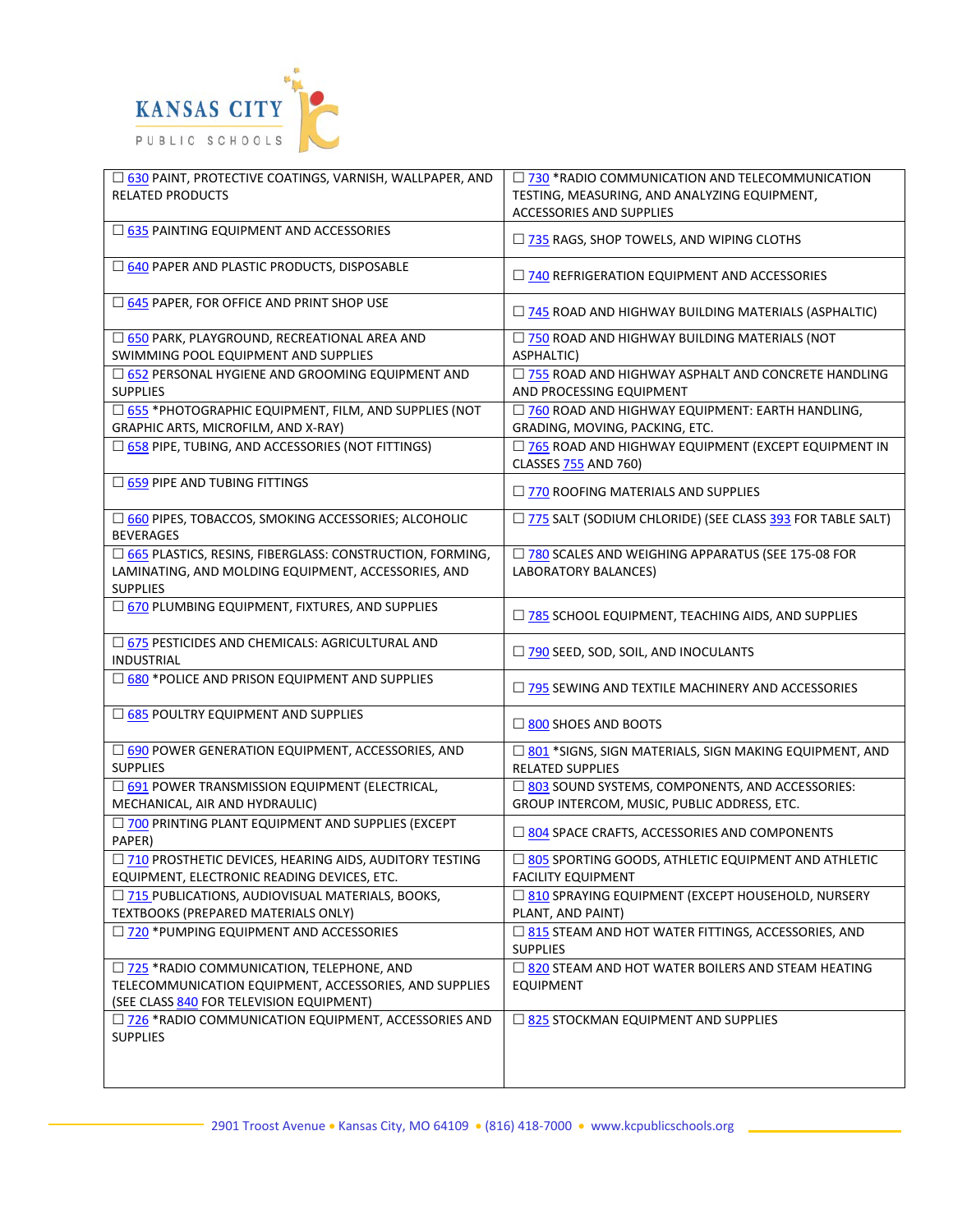| | |
|---|---|
| ☐ 630 PAINT, PROTECTIVE COATINGS, VARNISH, WALLPAPER, AND RELATED PRODUCTS | ☐ 730 *RADIO COMMUNICATION AND TELECOMMUNICATION TESTING, MEASURING, AND ANALYZING EQUIPMENT, ACCESSORIES AND SUPPLIES |
| ☐ 635 PAINTING EQUIPMENT AND ACCESSORIES | ☐ 735 RAGS, SHOP TOWELS, AND WIPING CLOTHS |
| ☐ 640 PAPER AND PLASTIC PRODUCTS, DISPOSABLE | ☐ 740 REFRIGERATION EQUIPMENT AND ACCESSORIES |
| ☐ 645 PAPER, FOR OFFICE AND PRINT SHOP USE | ☐ 745 ROAD AND HIGHWAY BUILDING MATERIALS (ASPHALTIC) |
| ☐ 650 PARK, PLAYGROUND, RECREATIONAL AREA AND SWIMMING POOL EQUIPMENT AND SUPPLIES | ☐ 750 ROAD AND HIGHWAY BUILDING MATERIALS (NOT ASPHALTIC) |
| ☐ 652 PERSONAL HYGIENE AND GROOMING EQUIPMENT AND SUPPLIES | ☐ 755 ROAD AND HIGHWAY ASPHALT AND CONCRETE HANDLING AND PROCESSING EQUIPMENT |
| ☐ 655 *PHOTOGRAPHIC EQUIPMENT, FILM, AND SUPPLIES (NOT GRAPHIC ARTS, MICROFILM, AND X-RAY) | ☐ 760 ROAD AND HIGHWAY EQUIPMENT: EARTH HANDLING, GRADING, MOVING, PACKING, ETC. |
| ☐ 658 PIPE, TUBING, AND ACCESSORIES (NOT FITTINGS) | ☐ 765 ROAD AND HIGHWAY EQUIPMENT (EXCEPT EQUIPMENT IN CLASSES 755 AND 760) |
| ☐ 659 PIPE AND TUBING FITTINGS | ☐ 770 ROOFING MATERIALS AND SUPPLIES |
| ☐ 660 PIPES, TOBACCOS, SMOKING ACCESSORIES; ALCOHOLIC BEVERAGES | ☐ 775 SALT (SODIUM CHLORIDE) (SEE CLASS 393 FOR TABLE SALT) |
| ☐ 665 PLASTICS, RESINS, FIBERGLASS: CONSTRUCTION, FORMING, LAMINATING, AND MOLDING EQUIPMENT, ACCESSORIES, AND SUPPLIES | ☐ 780 SCALES AND WEIGHING APPARATUS (SEE 175-08 FOR LABORATORY BALANCES) |
| ☐ 670 PLUMBING EQUIPMENT, FIXTURES, AND SUPPLIES | ☐ 785 SCHOOL EQUIPMENT, TEACHING AIDS, AND SUPPLIES |
| ☐ 675 PESTICIDES AND CHEMICALS: AGRICULTURAL AND INDUSTRIAL | ☐ 790 SEED, SOD, SOIL, AND INOCULANTS |
| ☐ 680 *POLICE AND PRISON EQUIPMENT AND SUPPLIES | ☐ 795 SEWING AND TEXTILE MACHINERY AND ACCESSORIES |
| ☐ 685 POULTRY EQUIPMENT AND SUPPLIES | ☐ 800 SHOES AND BOOTS |
| ☐ 690 POWER GENERATION EQUIPMENT, ACCESSORIES, AND SUPPLIES | ☐ 801 *SIGNS, SIGN MATERIALS, SIGN MAKING EQUIPMENT, AND RELATED SUPPLIES |
| ☐ 691 POWER TRANSMISSION EQUIPMENT (ELECTRICAL, MECHANICAL, AIR AND HYDRAULIC) | ☐ 803 SOUND SYSTEMS, COMPONENTS, AND ACCESSORIES: GROUP INTERCOM, MUSIC, PUBLIC ADDRESS, ETC. |
| ☐ 700 PRINTING PLANT EQUIPMENT AND SUPPLIES (EXCEPT PAPER) | ☐ 804 SPACE CRAFTS, ACCESSORIES AND COMPONENTS |
| ☐ 710 PROSTHETIC DEVICES, HEARING AIDS, AUDITORY TESTING EQUIPMENT, ELECTRONIC READING DEVICES, ETC. | ☐ 805 SPORTING GOODS, ATHLETIC EQUIPMENT AND ATHLETIC FACILITY EQUIPMENT |
| ☐ 715 PUBLICATIONS, AUDIOVISUAL MATERIALS, BOOKS, TEXTBOOKS (PREPARED MATERIALS ONLY) | ☐ 810 SPRAYING EQUIPMENT (EXCEPT HOUSEHOLD, NURSERY PLANT, AND PAINT) |
| ☐ 720 *PUMPING EQUIPMENT AND ACCESSORIES | ☐ 815 STEAM AND HOT WATER FITTINGS, ACCESSORIES, AND SUPPLIES |
| ☐ 725 *RADIO COMMUNICATION, TELEPHONE, AND TELECOMMUNICATION EQUIPMENT, ACCESSORIES, AND SUPPLIES (SEE CLASS 840 FOR TELEVISION EQUIPMENT) | ☐ 820 STEAM AND HOT WATER BOILERS AND STEAM HEATING EQUIPMENT |
| ☐ 726 *RADIO COMMUNICATION EQUIPMENT, ACCESSORIES AND SUPPLIES | ☐ 825 STOCKMAN EQUIPMENT AND SUPPLIES |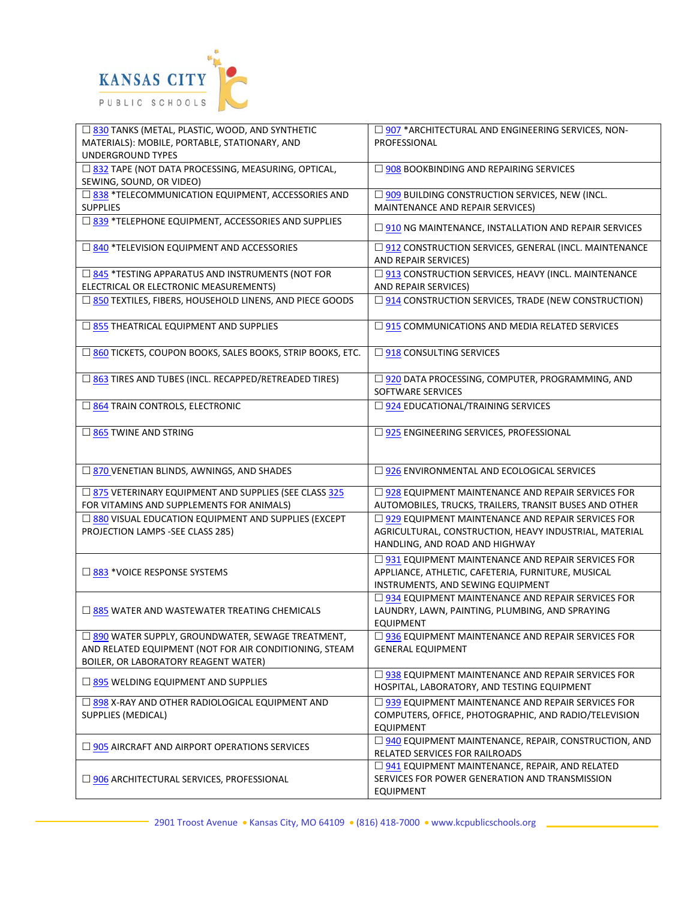| | |
|---|---|
| ☐ 830 TANKS (METAL, PLASTIC, WOOD, AND SYNTHETIC MATERIALS): MOBILE, PORTABLE, STATIONARY, AND UNDERGROUND TYPES | ☐ 907 *ARCHITECTURAL AND ENGINEERING SERVICES, NON-PROFESSIONAL |
| ☐ 832 TAPE (NOT DATA PROCESSING, MEASURING, OPTICAL, SEWING, SOUND, OR VIDEO) | ☐ 908 BOOKBINDING AND REPAIRING SERVICES |
| ☐ 838 *TELECOMMUNICATION EQUIPMENT, ACCESSORIES AND SUPPLIES | ☐ 909 BUILDING CONSTRUCTION SERVICES, NEW (INCL. MAINTENANCE AND REPAIR SERVICES) |
| ☐ 839 *TELEPHONE EQUIPMENT, ACCESSORIES AND SUPPLIES | ☐ 910 NG MAINTENANCE, INSTALLATION AND REPAIR SERVICES |
| ☐ 840 *TELEVISION EQUIPMENT AND ACCESSORIES | ☐ 912 CONSTRUCTION SERVICES, GENERAL (INCL. MAINTENANCE AND REPAIR SERVICES) |
| ☐ 845 *TESTING APPARATUS AND INSTRUMENTS (NOT FOR ELECTRICAL OR ELECTRONIC MEASUREMENTS) | ☐ 913 CONSTRUCTION SERVICES, HEAVY (INCL. MAINTENANCE AND REPAIR SERVICES) |
| ☐ 850 TEXTILES, FIBERS, HOUSEHOLD LINENS, AND PIECE GOODS | ☐ 914 CONSTRUCTION SERVICES, TRADE (NEW CONSTRUCTION) |
| ☐ 855 THEATRICAL EQUIPMENT AND SUPPLIES | ☐ 915 COMMUNICATIONS AND MEDIA RELATED SERVICES |
| ☐ 860 TICKETS, COUPON BOOKS, SALES BOOKS, STRIP BOOKS, ETC. | ☐ 918 CONSULTING SERVICES |
| ☐ 863 TIRES AND TUBES (INCL. RECAPPED/RETREADED TIRES) | ☐ 920 DATA PROCESSING, COMPUTER, PROGRAMMING, AND SOFTWARE SERVICES |
| ☐ 864 TRAIN CONTROLS, ELECTRONIC | ☐ 924 EDUCATIONAL/TRAINING SERVICES |
| ☐ 865 TWINE AND STRING | ☐ 925 ENGINEERING SERVICES, PROFESSIONAL |
| ☐ 870 VENETIAN BLINDS, AWNINGS, AND SHADES | ☐ 926 ENVIRONMENTAL AND ECOLOGICAL SERVICES |
| ☐ 875 VETERINARY EQUIPMENT AND SUPPLIES (SEE CLASS 325 FOR VITAMINS AND SUPPLEMENTS FOR ANIMALS) | ☐ 928 EQUIPMENT MAINTENANCE AND REPAIR SERVICES FOR AUTOMOBILES, TRUCKS, TRAILERS, TRANSIT BUSES AND OTHER |
| ☐ 880 VISUAL EDUCATION EQUIPMENT AND SUPPLIES (EXCEPT PROJECTION LAMPS -SEE CLASS 285) | ☐ 929 EQUIPMENT MAINTENANCE AND REPAIR SERVICES FOR AGRICULTURAL, CONSTRUCTION, HEAVY INDUSTRIAL, MATERIAL HANDLING, AND ROAD AND HIGHWAY |
| ☐ 883 *VOICE RESPONSE SYSTEMS | ☐ 931 EQUIPMENT MAINTENANCE AND REPAIR SERVICES FOR APPLIANCE, ATHLETIC, CAFETERIA, FURNITURE, MUSICAL INSTRUMENTS, AND SEWING EQUIPMENT |
| ☐ 885 WATER AND WASTEWATER TREATING CHEMICALS | ☐ 934 EQUIPMENT MAINTENANCE AND REPAIR SERVICES FOR LAUNDRY, LAWN, PAINTING, PLUMBING, AND SPRAYING EQUIPMENT |
| ☐ 890 WATER SUPPLY, GROUNDWATER, SEWAGE TREATMENT, AND RELATED EQUIPMENT (NOT FOR AIR CONDITIONING, STEAM BOILER, OR LABORATORY REAGENT WATER) | ☐ 936 EQUIPMENT MAINTENANCE AND REPAIR SERVICES FOR GENERAL EQUIPMENT |
| ☐ 895 WELDING EQUIPMENT AND SUPPLIES | ☐ 938 EQUIPMENT MAINTENANCE AND REPAIR SERVICES FOR HOSPITAL, LABORATORY, AND TESTING EQUIPMENT |
| ☐ 898 X-RAY AND OTHER RADIOLOGICAL EQUIPMENT AND SUPPLIES (MEDICAL) | ☐ 939 EQUIPMENT MAINTENANCE AND REPAIR SERVICES FOR COMPUTERS, OFFICE, PHOTOGRAPHIC, AND RADIO/TELEVISION EQUIPMENT |
| ☐ 905 AIRCRAFT AND AIRPORT OPERATIONS SERVICES | ☐ 940 EQUIPMENT MAINTENANCE, REPAIR, CONSTRUCTION, AND RELATED SERVICES FOR RAILROADS |
| ☐ 906 ARCHITECTURAL SERVICES, PROFESSIONAL | ☐ 941 EQUIPMENT MAINTENANCE, REPAIR, AND RELATED SERVICES FOR POWER GENERATION AND TRANSMISSION EQUIPMENT |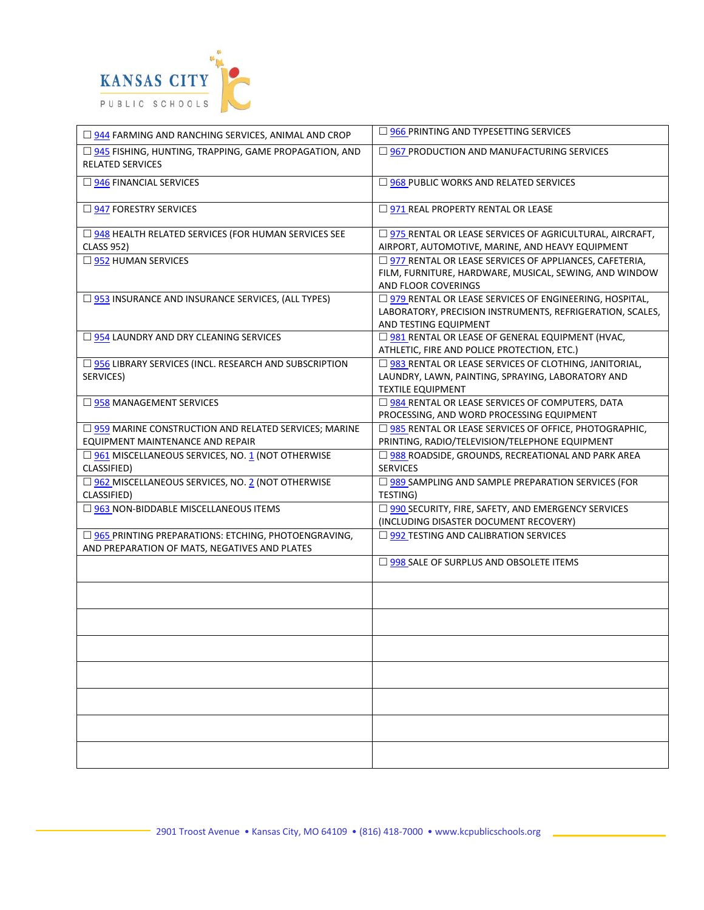| | |
|---|---|
| ☐ 944 FARMING AND RANCHING SERVICES, ANIMAL AND CROP | ☐ 966 PRINTING AND TYPESETTING SERVICES |
| ☐ 945 FISHING, HUNTING, TRAPPING, GAME PROPAGATION, AND RELATED SERVICES | ☐ 967 PRODUCTION AND MANUFACTURING SERVICES |
| ☐ 946 FINANCIAL SERVICES | ☐ 968 PUBLIC WORKS AND RELATED SERVICES |
| ☐ 947 FORESTRY SERVICES | ☐ 971 REAL PROPERTY RENTAL OR LEASE |
| ☐ 948 HEALTH RELATED SERVICES (FOR HUMAN SERVICES SEE CLASS 952) | ☐ 975 RENTAL OR LEASE SERVICES OF AGRICULTURAL, AIRCRAFT, AIRPORT, AUTOMOTIVE, MARINE, AND HEAVY EQUIPMENT |
| ☐ 952 HUMAN SERVICES | ☐ 977 RENTAL OR LEASE SERVICES OF APPLIANCES, CAFETERIA, FILM, FURNITURE, HARDWARE, MUSICAL, SEWING, AND WINDOW AND FLOOR COVERINGS |
| ☐ 953 INSURANCE AND INSURANCE SERVICES, (ALL TYPES) | ☐ 979 RENTAL OR LEASE SERVICES OF ENGINEERING, HOSPITAL, LABORATORY, PRECISION INSTRUMENTS, REFRIGERATION, SCALES, AND TESTING EQUIPMENT |
| ☐ 954 LAUNDRY AND DRY CLEANING SERVICES | ☐ 981 RENTAL OR LEASE OF GENERAL EQUIPMENT (HVAC, ATHLETIC, FIRE AND POLICE PROTECTION, ETC.) |
| ☐ 956 LIBRARY SERVICES (INCL. RESEARCH AND SUBSCRIPTION SERVICES) | ☐ 983 RENTAL OR LEASE SERVICES OF CLOTHING, JANITORIAL, LAUNDRY, LAWN, PAINTING, SPRAYING, LABORATORY AND TEXTILE EQUIPMENT |
| ☐ 958 MANAGEMENT SERVICES | ☐ 984 RENTAL OR LEASE SERVICES OF COMPUTERS, DATA PROCESSING, AND WORD PROCESSING EQUIPMENT |
| ☐ 959 MARINE CONSTRUCTION AND RELATED SERVICES; MARINE EQUIPMENT MAINTENANCE AND REPAIR | ☐ 985 RENTAL OR LEASE SERVICES OF OFFICE, PHOTOGRAPHIC, PRINTING, RADIO/TELEVISION/TELEPHONE EQUIPMENT |
| ☐ 961 MISCELLANEOUS SERVICES, NO. 1 (NOT OTHERWISE CLASSIFIED) | ☐ 988 ROADSIDE, GROUNDS, RECREATIONAL AND PARK AREA SERVICES |
| ☐ 962 MISCELLANEOUS SERVICES, NO. 2 (NOT OTHERWISE CLASSIFIED) | ☐ 989 SAMPLING AND SAMPLE PREPARATION SERVICES (FOR TESTING) |
| ☐ 963 NON-BIDDABLE MISCELLANEOUS ITEMS | ☐ 990 SECURITY, FIRE, SAFETY, AND EMERGENCY SERVICES (INCLUDING DISASTER DOCUMENT RECOVERY) |
| ☐ 965 PRINTING PREPARATIONS: ETCHING, PHOTOENGRAVING, AND PREPARATION OF MATS, NEGATIVES AND PLATES | ☐ 992 TESTING AND CALIBRATION SERVICES |
| | ☐ 998 SALE OF SURPLUS AND OBSOLETE ITEMS |
| | |
| | |
| | |
| | |
| | |
| | |
| | |